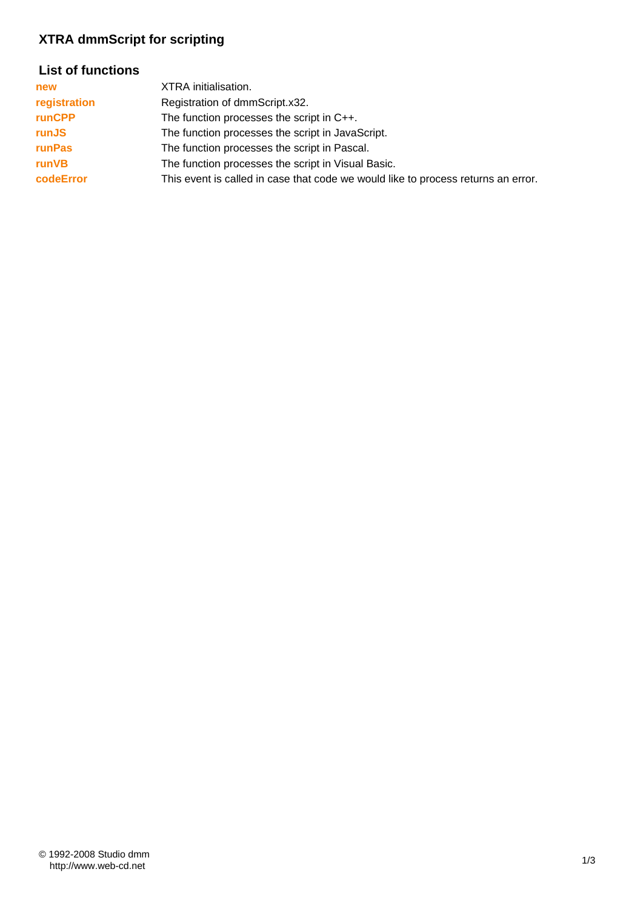# XTRA dmmScript for scripting

## List of functions

| | |
|---|---|
| **new** | XTRA initialisation. |
| **registration** | Registration of dmmScript.x32. |
| **runCPP** | The function processes the script in C++. |
| **runJS** | The function processes the script in JavaScript. |
| **runPas** | The function processes the script in Pascal. |
| **runVB** | The function processes the script in Visual Basic. |
| **codeError** | This event is called in case that code we would like to process returns an error. |

© 1992-2008 Studio dmm
http://www.web-cd.net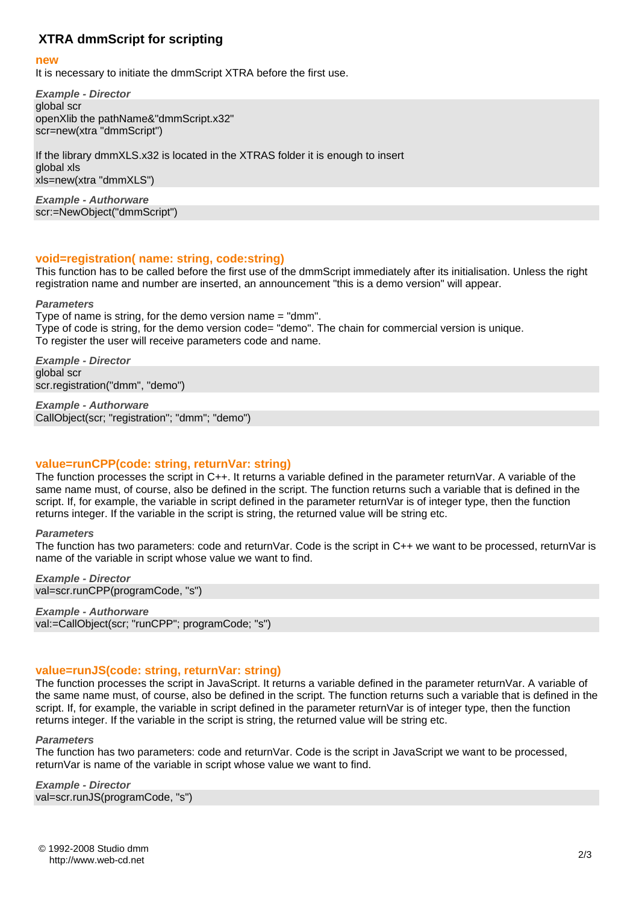## XTRA dmmScript for scripting

### new

It is necessary to initiate the dmmScript XTRA before the first use.

***Example - Director***

```
global scr
openXlib the pathName&"dmmScript.x32"
scr=new(xtra "dmmScript")

If the library dmmXLS.x32 is located in the XTRAS folder it is enough to insert
global xls
xls=new(xtra "dmmXLS")
```

***Example - Authorware***

```
scr:=NewObject("dmmScript")
```

### void=registration( name: string, code:string)

This function has to be called before the first use of the dmmScript immediately after its initialisation. Unless the right registration name and number are inserted, an announcement "this is a demo version" will appear.

***Parameters***

Type of name is string, for the demo version name = "dmm".
Type of code is string, for the demo version code= "demo". The chain for commercial version is unique.
To register the user will receive parameters code and name.

***Example - Director***

```
global scr
scr.registration("dmm", "demo")
```

***Example - Authorware***

```
CallObject(scr; "registration"; "dmm"; "demo")
```

### value=runCPP(code: string, returnVar: string)

The function processes the script in C++. It returns a variable defined in the parameter returnVar. A variable of the same name must, of course, also be defined in the script. The function returns such a variable that is defined in the script. If, for example, the variable in script defined in the parameter returnVar is of integer type, then the function returns integer. If the variable in the script is string, the returned value will be string etc.

***Parameters***

The function has two parameters: code and returnVar. Code is the script in C++ we want to be processed, returnVar is name of the variable in script whose value we want to find.

***Example - Director***

```
val=scr.runCPP(programCode, "s")
```

***Example - Authorware***

```
val:=CallObject(scr; "runCPP"; programCode; "s")
```

### value=runJS(code: string, returnVar: string)

The function processes the script in JavaScript. It returns a variable defined in the parameter returnVar. A variable of the same name must, of course, also be defined in the script. The function returns such a variable that is defined in the script. If, for example, the variable in script defined in the parameter returnVar is of integer type, then the function returns integer. If the variable in the script is string, the returned value will be string etc.

***Parameters***

The function has two parameters: code and returnVar. Code is the script in JavaScript we want to be processed, returnVar is name of the variable in script whose value we want to find.

***Example - Director***

```
val=scr.runJS(programCode, "s")
```

© 1992-2008 Studio dmm
http://www.web-cd.net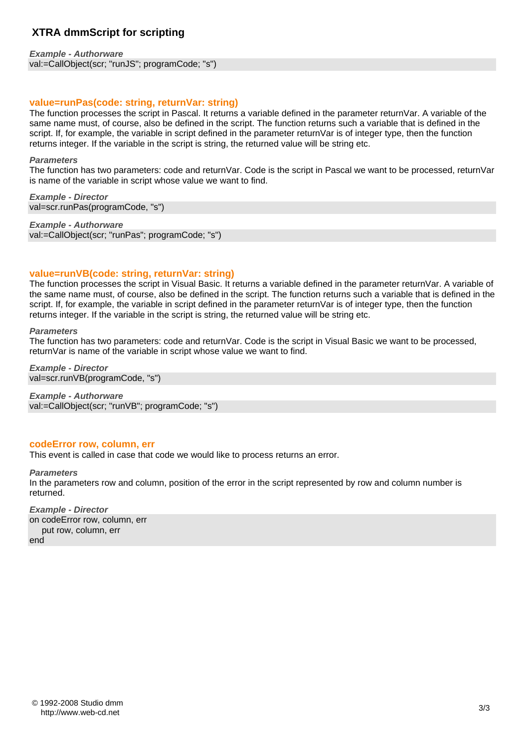*Example - Authorware*

```
val:=CallObject(scr; "runJS"; programCode; "s")
```

### value=runPas(code: string, returnVar: string)

The function processes the script in Pascal. It returns a variable defined in the parameter returnVar. A variable of the same name must, of course, also be defined in the script. The function returns such a variable that is defined in the script. If, for example, the variable in script defined in the parameter returnVar is of integer type, then the function returns integer. If the variable in the script is string, the returned value will be string etc.

***Parameters***

The function has two parameters: code and returnVar. Code is the script in Pascal we want to be processed, returnVar is name of the variable in script whose value we want to find.

***Example - Director***

```
val=scr.runPas(programCode, "s")
```

***Example - Authorware***

```
val:=CallObject(scr; "runPas"; programCode; "s")
```

### value=runVB(code: string, returnVar: string)

The function processes the script in Visual Basic. It returns a variable defined in the parameter returnVar. A variable of the same name must, of course, also be defined in the script. The function returns such a variable that is defined in the script. If, for example, the variable in script defined in the parameter returnVar is of integer type, then the function returns integer. If the variable in the script is string, the returned value will be string etc.

***Parameters***

The function has two parameters: code and returnVar. Code is the script in Visual Basic we want to be processed, returnVar is name of the variable in script whose value we want to find.

***Example - Director***

```
val=scr.runVB(programCode, "s")
```

***Example - Authorware***

```
val:=CallObject(scr; "runVB"; programCode; "s")
```

### codeError row, column, err

This event is called in case that code we would like to process returns an error.

***Parameters***

In the parameters row and column, position of the error in the script represented by row and column number is returned.

***Example - Director***

```
on codeError row, column, err
    put row, column, err
end
```